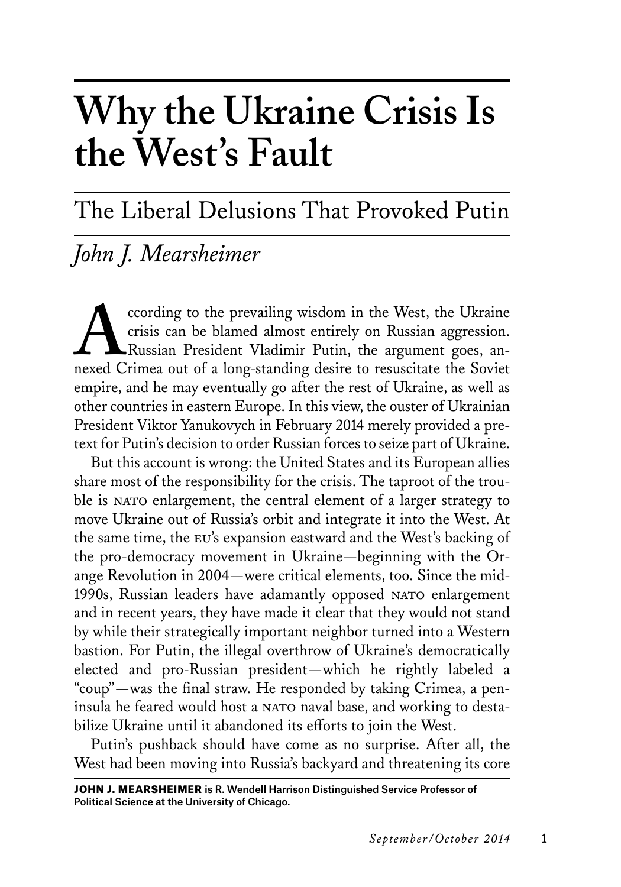# Why the Ukraine Crisis Is the West's Fault

## The Liberal Delusions That Provoked Putin

*John J. Mearsheimer*

According to the prevailing wisdom in the West, the Ukraine crisis can be blamed almost entirely on Russian aggression. Russian President Vladimir Putin, the argument goes, annexed Crimea out of a long-standing desire to resuscitate the Soviet empire, and he may eventually go after the rest of Ukraine, as well as other countries in eastern Europe. In this view, the ouster of Ukrainian President Viktor Yanukovych in February 2014 merely provided a pretext for Putin's decision to order Russian forces to seize part of Ukraine.

But this account is wrong: the United States and its European allies share most of the responsibility for the crisis. The taproot of the trouble is NATO enlargement, the central element of a larger strategy to move Ukraine out of Russia's orbit and integrate it into the West. At the same time, the EU's expansion eastward and the West's backing of the pro-democracy movement in Ukraine—beginning with the Orange Revolution in 2004—were critical elements, too. Since the mid-1990s, Russian leaders have adamantly opposed NATO enlargement and in recent years, they have made it clear that they would not stand by while their strategically important neighbor turned into a Western bastion. For Putin, the illegal overthrow of Ukraine's democratically elected and pro-Russian president—which he rightly labeled a "coup"—was the final straw. He responded by taking Crimea, a peninsula he feared would host a NATO naval base, and working to destabilize Ukraine until it abandoned its efforts to join the West.

Putin's pushback should have come as no surprise. After all, the West had been moving into Russia's backyard and threatening its core

**JOHN J. MEARSHEIMER is R. Wendell Harrison Distinguished Service Professor of Political Science at the University of Chicago.**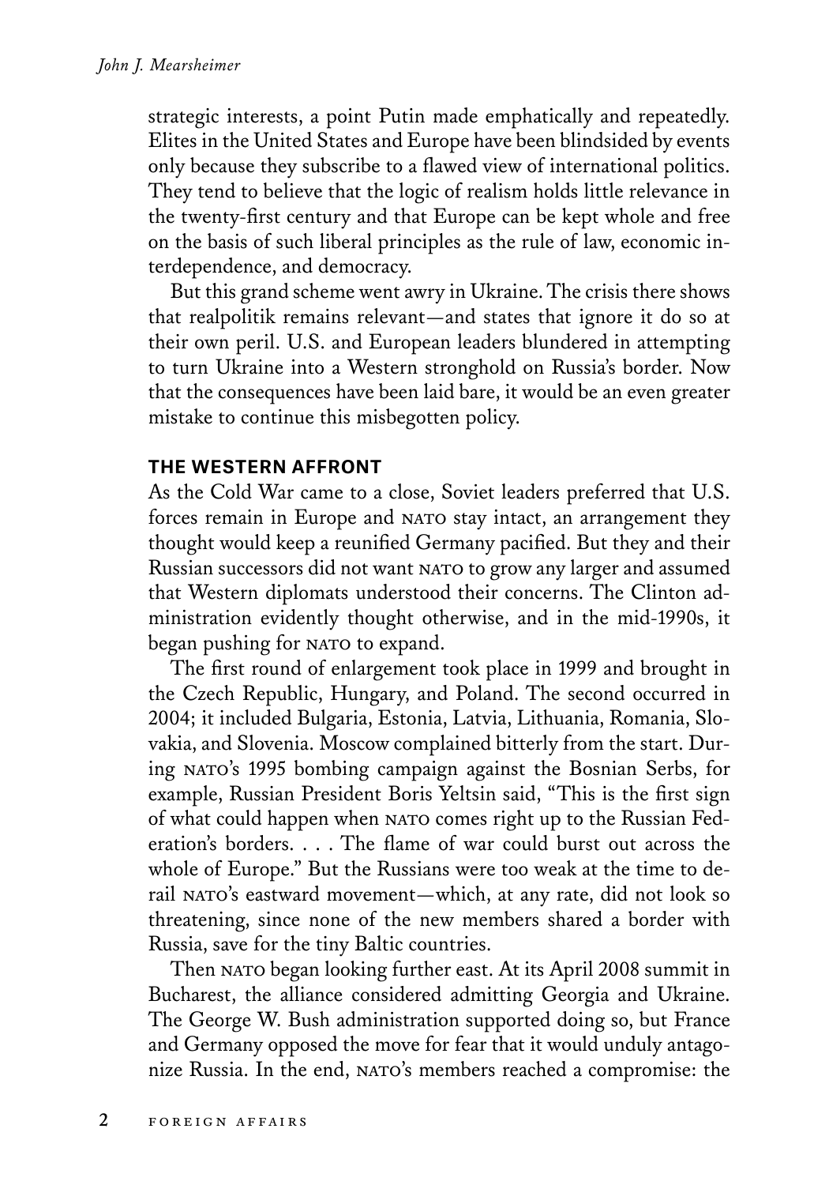strategic interests, a point Putin made emphatically and repeatedly. Elites in the United States and Europe have been blindsided by events only because they subscribe to a flawed view of international politics. They tend to believe that the logic of realism holds little relevance in the twenty-first century and that Europe can be kept whole and free on the basis of such liberal principles as the rule of law, economic interdependence, and democracy.

But this grand scheme went awry in Ukraine. The crisis there shows that realpolitik remains relevant—and states that ignore it do so at their own peril. U.S. and European leaders blundered in attempting to turn Ukraine into a Western stronghold on Russia's border. Now that the consequences have been laid bare, it would be an even greater mistake to continue this misbegotten policy.

## THE WESTERN AFFRONT

As the Cold War came to a close, Soviet leaders preferred that U.S. forces remain in Europe and NATO stay intact, an arrangement they thought would keep a reunified Germany pacified. But they and their Russian successors did not want NATO to grow any larger and assumed that Western diplomats understood their concerns. The Clinton administration evidently thought otherwise, and in the mid-1990s, it began pushing for NATO to expand.

The first round of enlargement took place in 1999 and brought in the Czech Republic, Hungary, and Poland. The second occurred in 2004; it included Bulgaria, Estonia, Latvia, Lithuania, Romania, Slovakia, and Slovenia. Moscow complained bitterly from the start. During NATO's 1995 bombing campaign against the Bosnian Serbs, for example, Russian President Boris Yeltsin said, "This is the first sign of what could happen when NATO comes right up to the Russian Federation's borders. . . . The flame of war could burst out across the whole of Europe." But the Russians were too weak at the time to derail NATO's eastward movement—which, at any rate, did not look so threatening, since none of the new members shared a border with Russia, save for the tiny Baltic countries.

Then NATO began looking further east. At its April 2008 summit in Bucharest, the alliance considered admitting Georgia and Ukraine. The George W. Bush administration supported doing so, but France and Germany opposed the move for fear that it would unduly antagonize Russia. In the end, NATO's members reached a compromise: the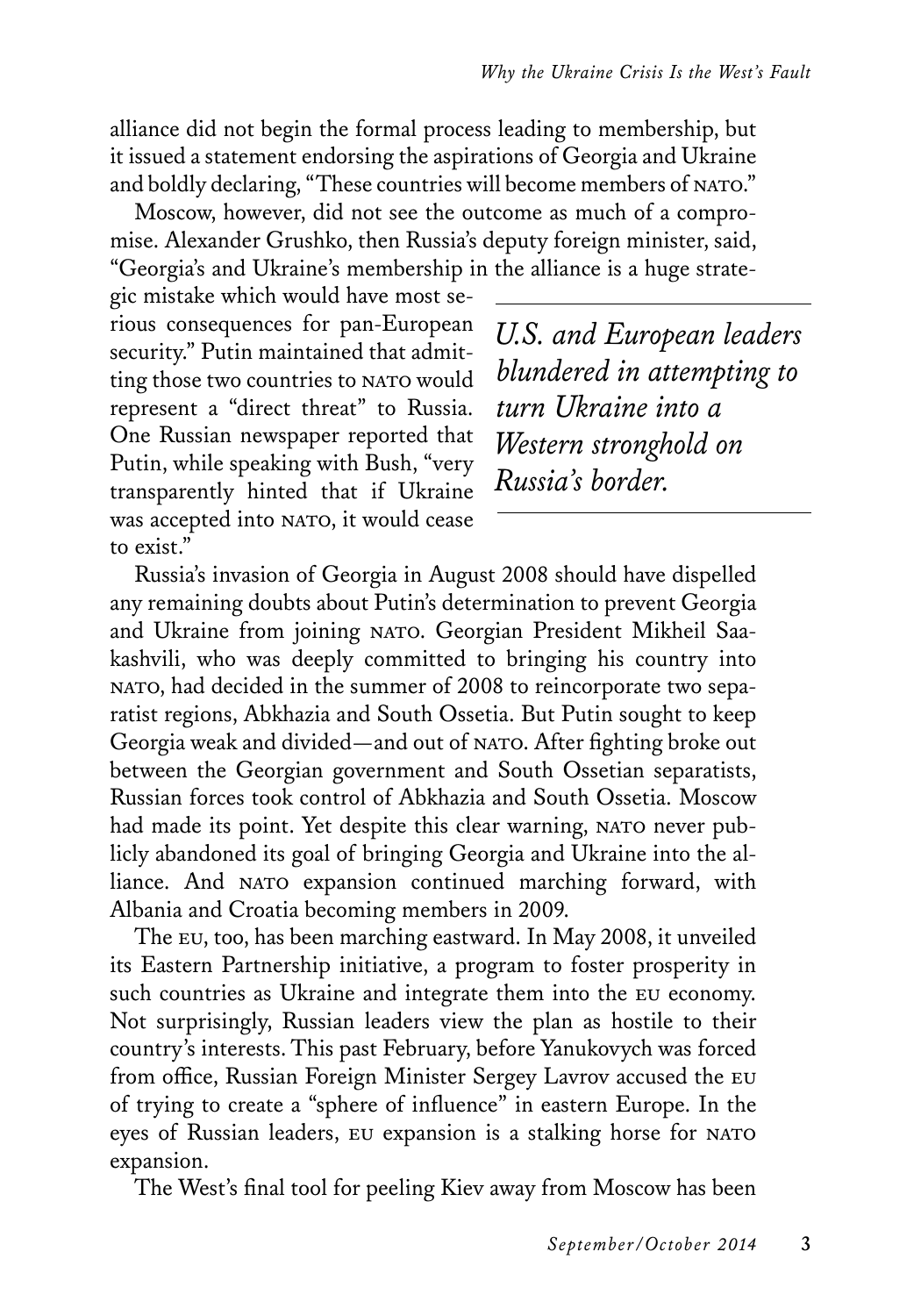alliance did not begin the formal process leading to membership, but it issued a statement endorsing the aspirations of Georgia and Ukraine and boldly declaring, "These countries will become members of NATO."

Moscow, however, did not see the outcome as much of a compromise. Alexander Grushko, then Russia's deputy foreign minister, said, "Georgia's and Ukraine's membership in the alliance is a huge strategic mistake which would have most serious consequences for pan-European security." Putin maintained that admitting those two countries to NATO would represent a "direct threat" to Russia. One Russian newspaper reported that Putin, while speaking with Bush, "very transparently hinted that if Ukraine was accepted into NATO, it would cease to exist."

*U.S. and European leaders blundered in attempting to turn Ukraine into a Western stronghold on Russia's border.*

Russia's invasion of Georgia in August 2008 should have dispelled any remaining doubts about Putin's determination to prevent Georgia and Ukraine from joining NATO. Georgian President Mikheil Saakashvili, who was deeply committed to bringing his country into NATO, had decided in the summer of 2008 to reincorporate two separatist regions, Abkhazia and South Ossetia. But Putin sought to keep Georgia weak and divided—and out of NATO. After fighting broke out between the Georgian government and South Ossetian separatists, Russian forces took control of Abkhazia and South Ossetia. Moscow had made its point. Yet despite this clear warning, NATO never publicly abandoned its goal of bringing Georgia and Ukraine into the alliance. And NATO expansion continued marching forward, with Albania and Croatia becoming members in 2009.

The EU, too, has been marching eastward. In May 2008, it unveiled its Eastern Partnership initiative, a program to foster prosperity in such countries as Ukraine and integrate them into the EU economy. Not surprisingly, Russian leaders view the plan as hostile to their country's interests. This past February, before Yanukovych was forced from office, Russian Foreign Minister Sergey Lavrov accused the EU of trying to create a "sphere of influence" in eastern Europe. In the eyes of Russian leaders, EU expansion is a stalking horse for NATO expansion.

The West's final tool for peeling Kiev away from Moscow has been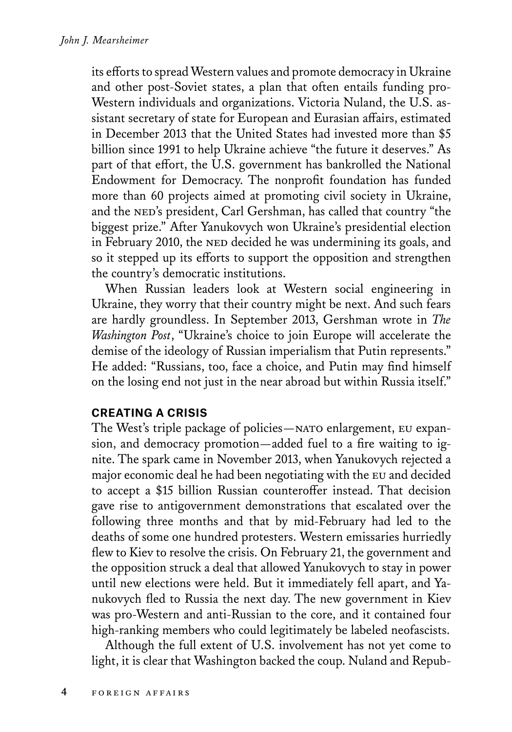its efforts to spread Western values and promote democracy in Ukraine and other post-Soviet states, a plan that often entails funding pro-Western individuals and organizations. Victoria Nuland, the U.S. assistant secretary of state for European and Eurasian affairs, estimated in December 2013 that the United States had invested more than $5 billion since 1991 to help Ukraine achieve "the future it deserves." As part of that effort, the U.S. government has bankrolled the National Endowment for Democracy. The nonprofit foundation has funded more than 60 projects aimed at promoting civil society in Ukraine, and the NED's president, Carl Gershman, has called that country "the biggest prize." After Yanukovych won Ukraine's presidential election in February 2010, the NED decided he was undermining its goals, and so it stepped up its efforts to support the opposition and strengthen the country's democratic institutions.

When Russian leaders look at Western social engineering in Ukraine, they worry that their country might be next. And such fears are hardly groundless. In September 2013, Gershman wrote in *The Washington Post*, "Ukraine's choice to join Europe will accelerate the demise of the ideology of Russian imperialism that Putin represents." He added: "Russians, too, face a choice, and Putin may find himself on the losing end not just in the near abroad but within Russia itself."

## CREATING A CRISIS

The West's triple package of policies—NATO enlargement, EU expansion, and democracy promotion—added fuel to a fire waiting to ignite. The spark came in November 2013, when Yanukovych rejected a major economic deal he had been negotiating with the EU and decided to accept a $15 billion Russian counteroffer instead. That decision gave rise to antigovernment demonstrations that escalated over the following three months and that by mid-February had led to the deaths of some one hundred protesters. Western emissaries hurriedly flew to Kiev to resolve the crisis. On February 21, the government and the opposition struck a deal that allowed Yanukovych to stay in power until new elections were held. But it immediately fell apart, and Yanukovych fled to Russia the next day. The new government in Kiev was pro-Western and anti-Russian to the core, and it contained four high-ranking members who could legitimately be labeled neofascists.

Although the full extent of U.S. involvement has not yet come to light, it is clear that Washington backed the coup. Nuland and Repub-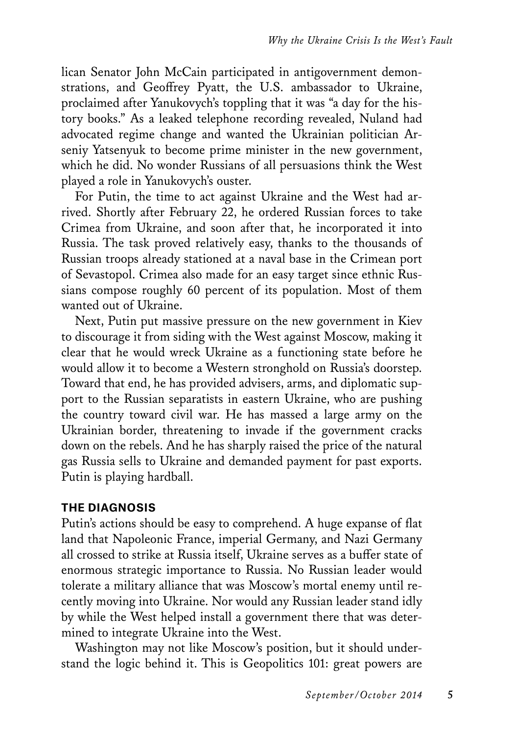lican Senator John McCain participated in antigovernment demonstrations, and Geoffrey Pyatt, the U.S. ambassador to Ukraine, proclaimed after Yanukovych's toppling that it was "a day for the history books." As a leaked telephone recording revealed, Nuland had advocated regime change and wanted the Ukrainian politician Arseniy Yatsenyuk to become prime minister in the new government, which he did. No wonder Russians of all persuasions think the West played a role in Yanukovych's ouster.

For Putin, the time to act against Ukraine and the West had arrived. Shortly after February 22, he ordered Russian forces to take Crimea from Ukraine, and soon after that, he incorporated it into Russia. The task proved relatively easy, thanks to the thousands of Russian troops already stationed at a naval base in the Crimean port of Sevastopol. Crimea also made for an easy target since ethnic Russians compose roughly 60 percent of its population. Most of them wanted out of Ukraine.

Next, Putin put massive pressure on the new government in Kiev to discourage it from siding with the West against Moscow, making it clear that he would wreck Ukraine as a functioning state before he would allow it to become a Western stronghold on Russia's doorstep. Toward that end, he has provided advisers, arms, and diplomatic support to the Russian separatists in eastern Ukraine, who are pushing the country toward civil war. He has massed a large army on the Ukrainian border, threatening to invade if the government cracks down on the rebels. And he has sharply raised the price of the natural gas Russia sells to Ukraine and demanded payment for past exports. Putin is playing hardball.

## THE DIAGNOSIS

Putin's actions should be easy to comprehend. A huge expanse of flat land that Napoleonic France, imperial Germany, and Nazi Germany all crossed to strike at Russia itself, Ukraine serves as a buffer state of enormous strategic importance to Russia. No Russian leader would tolerate a military alliance that was Moscow's mortal enemy until recently moving into Ukraine. Nor would any Russian leader stand idly by while the West helped install a government there that was determined to integrate Ukraine into the West.

Washington may not like Moscow's position, but it should understand the logic behind it. This is Geopolitics 101: great powers are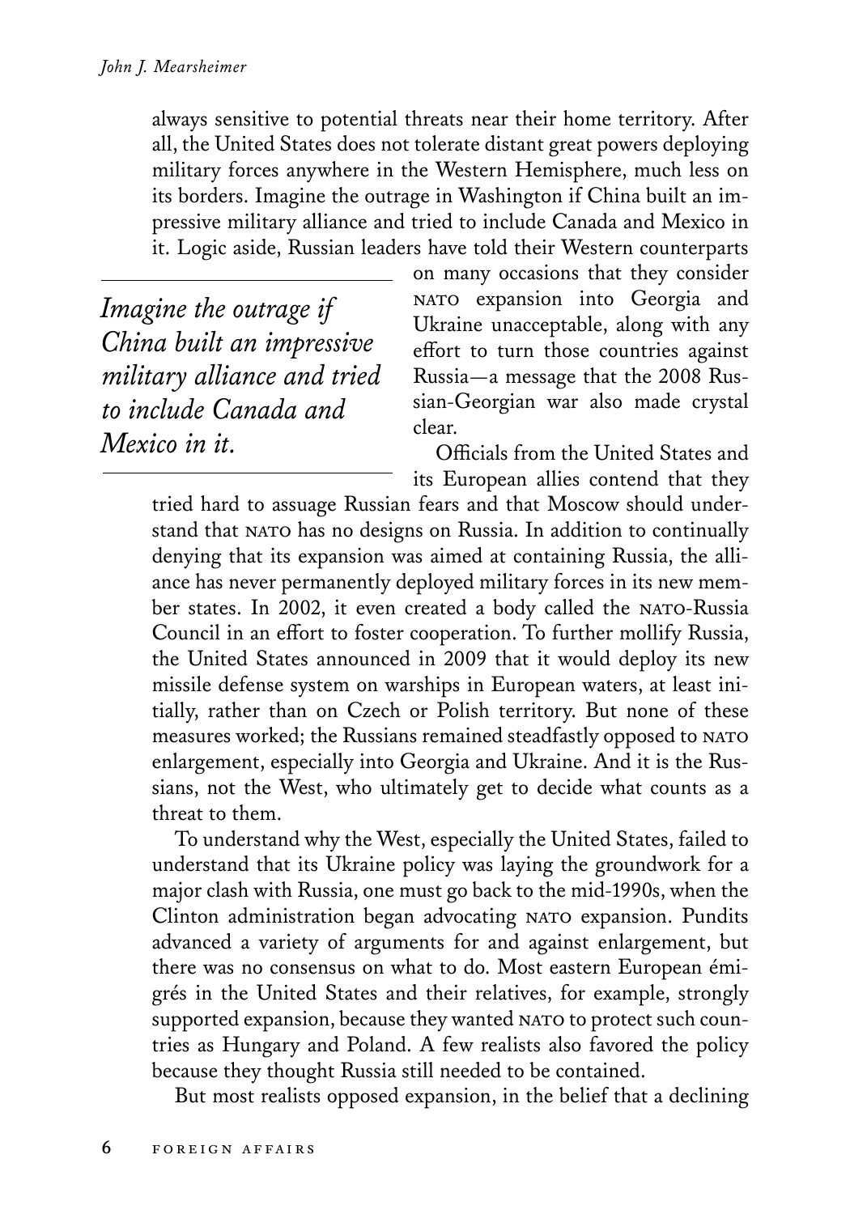always sensitive to potential threats near their home territory. After all, the United States does not tolerate distant great powers deploying military forces anywhere in the Western Hemisphere, much less on its borders. Imagine the outrage in Washington if China built an impressive military alliance and tried to include Canada and Mexico in it. Logic aside, Russian leaders have told their Western counterparts on many occasions that they consider NATO expansion into Georgia and Ukraine unacceptable, along with any effort to turn those countries against Russia—a message that the 2008 Russian-Georgian war also made crystal clear.

*Imagine the outrage if China built an impressive military alliance and tried to include Canada and Mexico in it.*

Officials from the United States and its European allies contend that they tried hard to assuage Russian fears and that Moscow should understand that NATO has no designs on Russia. In addition to continually denying that its expansion was aimed at containing Russia, the alliance has never permanently deployed military forces in its new member states. In 2002, it even created a body called the NATO-Russia Council in an effort to foster cooperation. To further mollify Russia, the United States announced in 2009 that it would deploy its new missile defense system on warships in European waters, at least initially, rather than on Czech or Polish territory. But none of these measures worked; the Russians remained steadfastly opposed to NATO enlargement, especially into Georgia and Ukraine. And it is the Russians, not the West, who ultimately get to decide what counts as a threat to them.

To understand why the West, especially the United States, failed to understand that its Ukraine policy was laying the groundwork for a major clash with Russia, one must go back to the mid-1990s, when the Clinton administration began advocating NATO expansion. Pundits advanced a variety of arguments for and against enlargement, but there was no consensus on what to do. Most eastern European émigrés in the United States and their relatives, for example, strongly supported expansion, because they wanted NATO to protect such countries as Hungary and Poland. A few realists also favored the policy because they thought Russia still needed to be contained.

But most realists opposed expansion, in the belief that a declining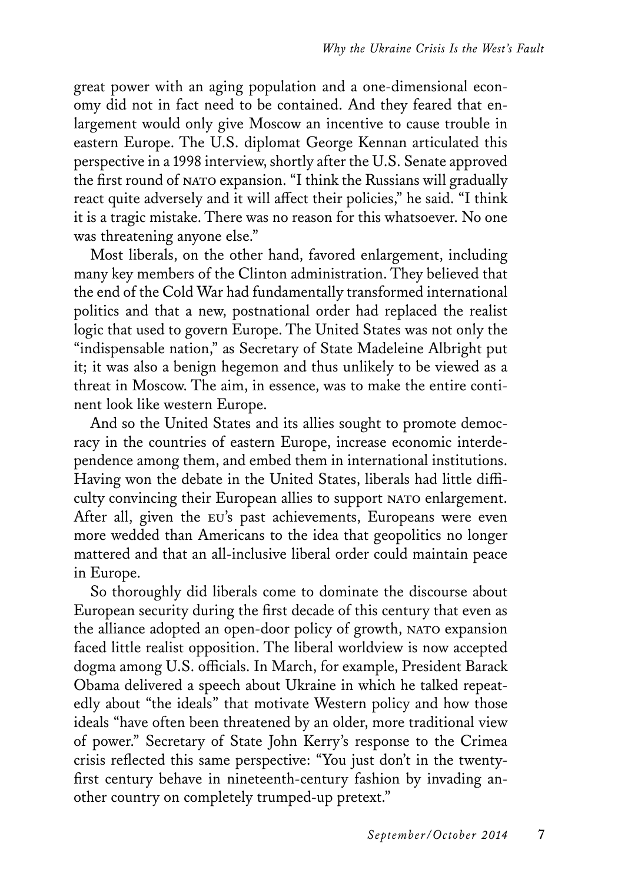great power with an aging population and a one-dimensional economy did not in fact need to be contained. And they feared that enlargement would only give Moscow an incentive to cause trouble in eastern Europe. The U.S. diplomat George Kennan articulated this perspective in a 1998 interview, shortly after the U.S. Senate approved the first round of NATO expansion. "I think the Russians will gradually react quite adversely and it will affect their policies," he said. "I think it is a tragic mistake. There was no reason for this whatsoever. No one was threatening anyone else."

Most liberals, on the other hand, favored enlargement, including many key members of the Clinton administration. They believed that the end of the Cold War had fundamentally transformed international politics and that a new, postnational order had replaced the realist logic that used to govern Europe. The United States was not only the "indispensable nation," as Secretary of State Madeleine Albright put it; it was also a benign hegemon and thus unlikely to be viewed as a threat in Moscow. The aim, in essence, was to make the entire continent look like western Europe.

And so the United States and its allies sought to promote democracy in the countries of eastern Europe, increase economic interdependence among them, and embed them in international institutions. Having won the debate in the United States, liberals had little difficulty convincing their European allies to support NATO enlargement. After all, given the EU's past achievements, Europeans were even more wedded than Americans to the idea that geopolitics no longer mattered and that an all-inclusive liberal order could maintain peace in Europe.

So thoroughly did liberals come to dominate the discourse about European security during the first decade of this century that even as the alliance adopted an open-door policy of growth, NATO expansion faced little realist opposition. The liberal worldview is now accepted dogma among U.S. officials. In March, for example, President Barack Obama delivered a speech about Ukraine in which he talked repeatedly about "the ideals" that motivate Western policy and how those ideals "have often been threatened by an older, more traditional view of power." Secretary of State John Kerry's response to the Crimea crisis reflected this same perspective: "You just don't in the twenty-first century behave in nineteenth-century fashion by invading another country on completely trumped-up pretext."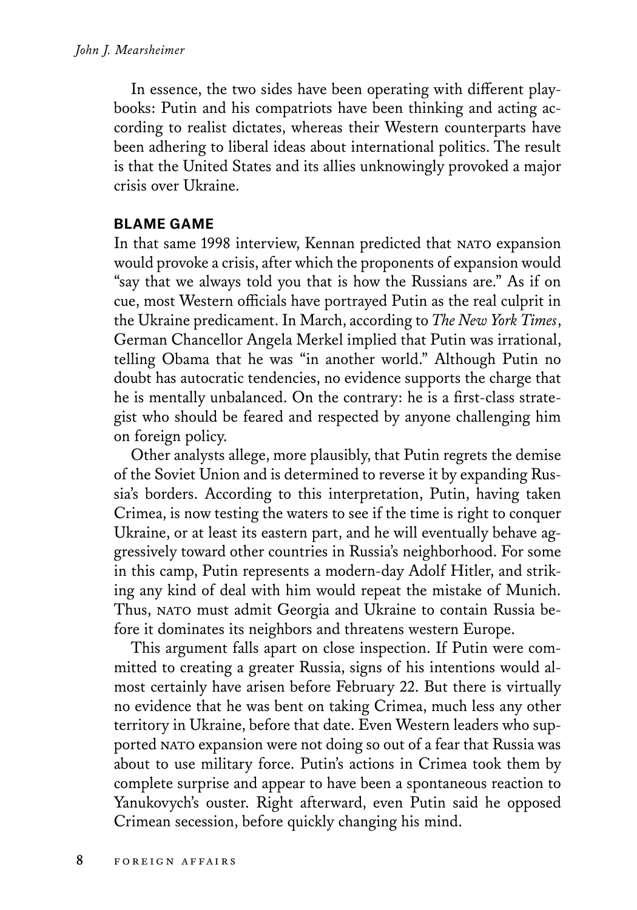In essence, the two sides have been operating with different playbooks: Putin and his compatriots have been thinking and acting according to realist dictates, whereas their Western counterparts have been adhering to liberal ideas about international politics. The result is that the United States and its allies unknowingly provoked a major crisis over Ukraine.

## BLAME GAME

In that same 1998 interview, Kennan predicted that NATO expansion would provoke a crisis, after which the proponents of expansion would "say that we always told you that is how the Russians are." As if on cue, most Western officials have portrayed Putin as the real culprit in the Ukraine predicament. In March, according to *The New York Times*, German Chancellor Angela Merkel implied that Putin was irrational, telling Obama that he was "in another world." Although Putin no doubt has autocratic tendencies, no evidence supports the charge that he is mentally unbalanced. On the contrary: he is a first-class strategist who should be feared and respected by anyone challenging him on foreign policy.

Other analysts allege, more plausibly, that Putin regrets the demise of the Soviet Union and is determined to reverse it by expanding Russia's borders. According to this interpretation, Putin, having taken Crimea, is now testing the waters to see if the time is right to conquer Ukraine, or at least its eastern part, and he will eventually behave aggressively toward other countries in Russia's neighborhood. For some in this camp, Putin represents a modern-day Adolf Hitler, and striking any kind of deal with him would repeat the mistake of Munich. Thus, NATO must admit Georgia and Ukraine to contain Russia before it dominates its neighbors and threatens western Europe.

This argument falls apart on close inspection. If Putin were committed to creating a greater Russia, signs of his intentions would almost certainly have arisen before February 22. But there is virtually no evidence that he was bent on taking Crimea, much less any other territory in Ukraine, before that date. Even Western leaders who supported NATO expansion were not doing so out of a fear that Russia was about to use military force. Putin's actions in Crimea took them by complete surprise and appear to have been a spontaneous reaction to Yanukovych's ouster. Right afterward, even Putin said he opposed Crimean secession, before quickly changing his mind.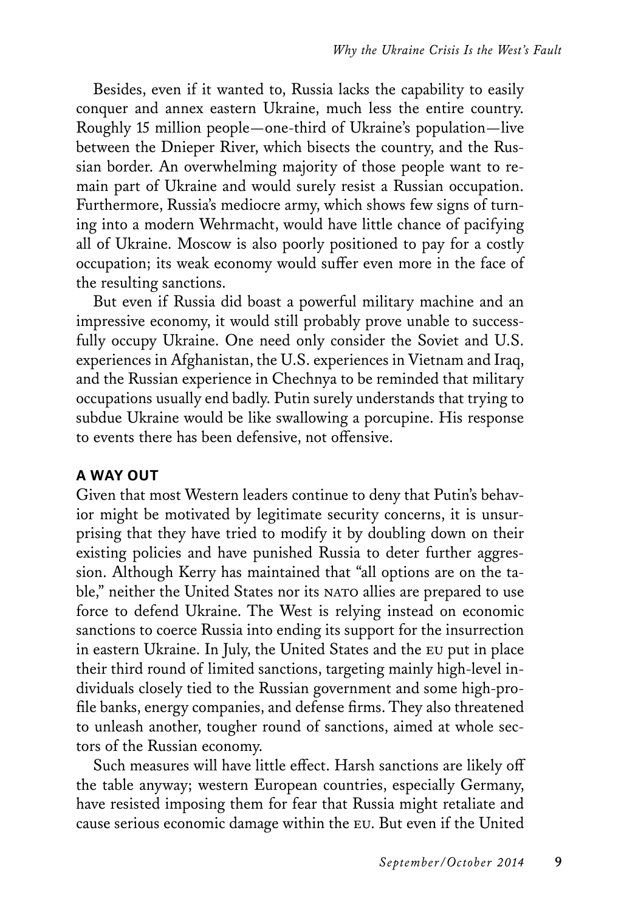Besides, even if it wanted to, Russia lacks the capability to easily conquer and annex eastern Ukraine, much less the entire country. Roughly 15 million people—one-third of Ukraine's population—live between the Dnieper River, which bisects the country, and the Russian border. An overwhelming majority of those people want to remain part of Ukraine and would surely resist a Russian occupation. Furthermore, Russia's mediocre army, which shows few signs of turning into a modern Wehrmacht, would have little chance of pacifying all of Ukraine. Moscow is also poorly positioned to pay for a costly occupation; its weak economy would suffer even more in the face of the resulting sanctions.

But even if Russia did boast a powerful military machine and an impressive economy, it would still probably prove unable to successfully occupy Ukraine. One need only consider the Soviet and U.S. experiences in Afghanistan, the U.S. experiences in Vietnam and Iraq, and the Russian experience in Chechnya to be reminded that military occupations usually end badly. Putin surely understands that trying to subdue Ukraine would be like swallowing a porcupine. His response to events there has been defensive, not offensive.

## A WAY OUT

Given that most Western leaders continue to deny that Putin's behavior might be motivated by legitimate security concerns, it is unsurprising that they have tried to modify it by doubling down on their existing policies and have punished Russia to deter further aggression. Although Kerry has maintained that "all options are on the table," neither the United States nor its NATO allies are prepared to use force to defend Ukraine. The West is relying instead on economic sanctions to coerce Russia into ending its support for the insurrection in eastern Ukraine. In July, the United States and the EU put in place their third round of limited sanctions, targeting mainly high-level individuals closely tied to the Russian government and some high-profile banks, energy companies, and defense firms. They also threatened to unleash another, tougher round of sanctions, aimed at whole sectors of the Russian economy.

Such measures will have little effect. Harsh sanctions are likely off the table anyway; western European countries, especially Germany, have resisted imposing them for fear that Russia might retaliate and cause serious economic damage within the EU. But even if the United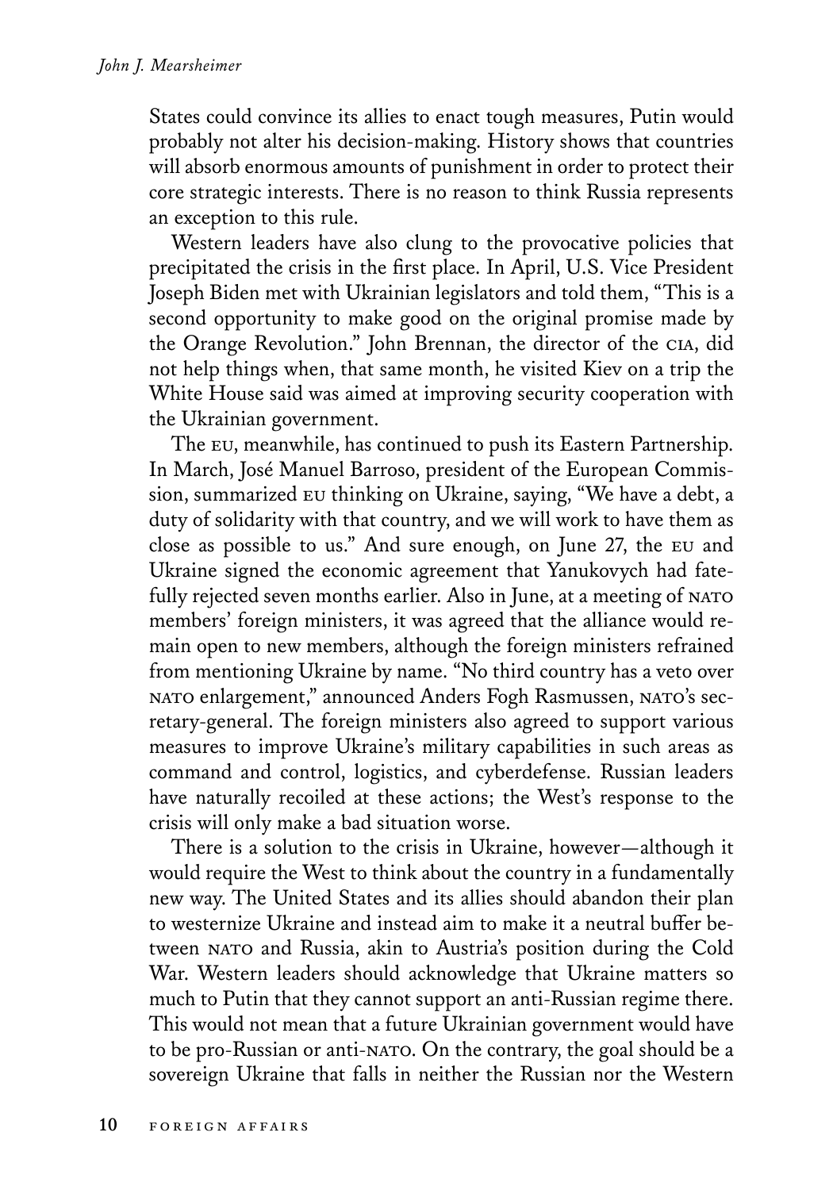States could convince its allies to enact tough measures, Putin would probably not alter his decision-making. History shows that countries will absorb enormous amounts of punishment in order to protect their core strategic interests. There is no reason to think Russia represents an exception to this rule.

Western leaders have also clung to the provocative policies that precipitated the crisis in the first place. In April, U.S. Vice President Joseph Biden met with Ukrainian legislators and told them, "This is a second opportunity to make good on the original promise made by the Orange Revolution." John Brennan, the director of the CIA, did not help things when, that same month, he visited Kiev on a trip the White House said was aimed at improving security cooperation with the Ukrainian government.

The EU, meanwhile, has continued to push its Eastern Partnership. In March, José Manuel Barroso, president of the European Commission, summarized EU thinking on Ukraine, saying, "We have a debt, a duty of solidarity with that country, and we will work to have them as close as possible to us." And sure enough, on June 27, the EU and Ukraine signed the economic agreement that Yanukovych had fatefully rejected seven months earlier. Also in June, at a meeting of NATO members' foreign ministers, it was agreed that the alliance would remain open to new members, although the foreign ministers refrained from mentioning Ukraine by name. "No third country has a veto over NATO enlargement," announced Anders Fogh Rasmussen, NATO's secretary-general. The foreign ministers also agreed to support various measures to improve Ukraine's military capabilities in such areas as command and control, logistics, and cyberdefense. Russian leaders have naturally recoiled at these actions; the West's response to the crisis will only make a bad situation worse.

There is a solution to the crisis in Ukraine, however—although it would require the West to think about the country in a fundamentally new way. The United States and its allies should abandon their plan to westernize Ukraine and instead aim to make it a neutral buffer between NATO and Russia, akin to Austria's position during the Cold War. Western leaders should acknowledge that Ukraine matters so much to Putin that they cannot support an anti-Russian regime there. This would not mean that a future Ukrainian government would have to be pro-Russian or anti-NATO. On the contrary, the goal should be a sovereign Ukraine that falls in neither the Russian nor the Western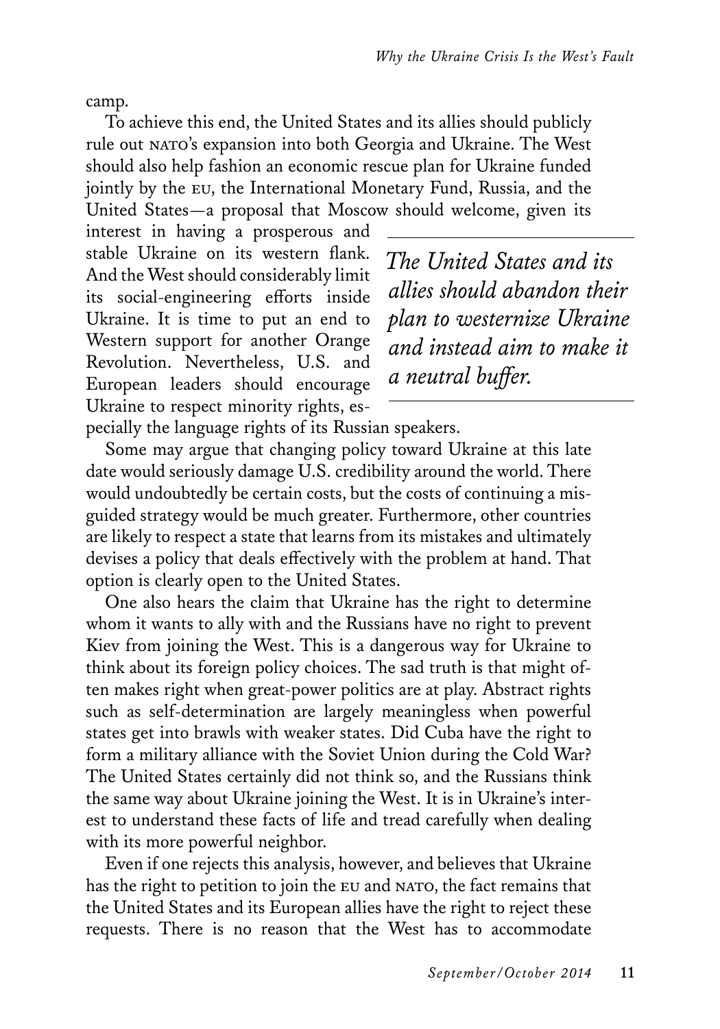camp.

To achieve this end, the United States and its allies should publicly rule out NATO's expansion into both Georgia and Ukraine. The West should also help fashion an economic rescue plan for Ukraine funded jointly by the EU, the International Monetary Fund, Russia, and the United States—a proposal that Moscow should welcome, given its interest in having a prosperous and stable Ukraine on its western flank. And the West should considerably limit its social-engineering efforts inside Ukraine. It is time to put an end to Western support for another Orange Revolution. Nevertheless, U.S. and European leaders should encourage Ukraine to respect minority rights, especially the language rights of its Russian speakers.

*The United States and its allies should abandon their plan to westernize Ukraine and instead aim to make it a neutral buffer.*

Some may argue that changing policy toward Ukraine at this late date would seriously damage U.S. credibility around the world. There would undoubtedly be certain costs, but the costs of continuing a misguided strategy would be much greater. Furthermore, other countries are likely to respect a state that learns from its mistakes and ultimately devises a policy that deals effectively with the problem at hand. That option is clearly open to the United States.

One also hears the claim that Ukraine has the right to determine whom it wants to ally with and the Russians have no right to prevent Kiev from joining the West. This is a dangerous way for Ukraine to think about its foreign policy choices. The sad truth is that might often makes right when great-power politics are at play. Abstract rights such as self-determination are largely meaningless when powerful states get into brawls with weaker states. Did Cuba have the right to form a military alliance with the Soviet Union during the Cold War? The United States certainly did not think so, and the Russians think the same way about Ukraine joining the West. It is in Ukraine's interest to understand these facts of life and tread carefully when dealing with its more powerful neighbor.

Even if one rejects this analysis, however, and believes that Ukraine has the right to petition to join the EU and NATO, the fact remains that the United States and its European allies have the right to reject these requests. There is no reason that the West has to accommodate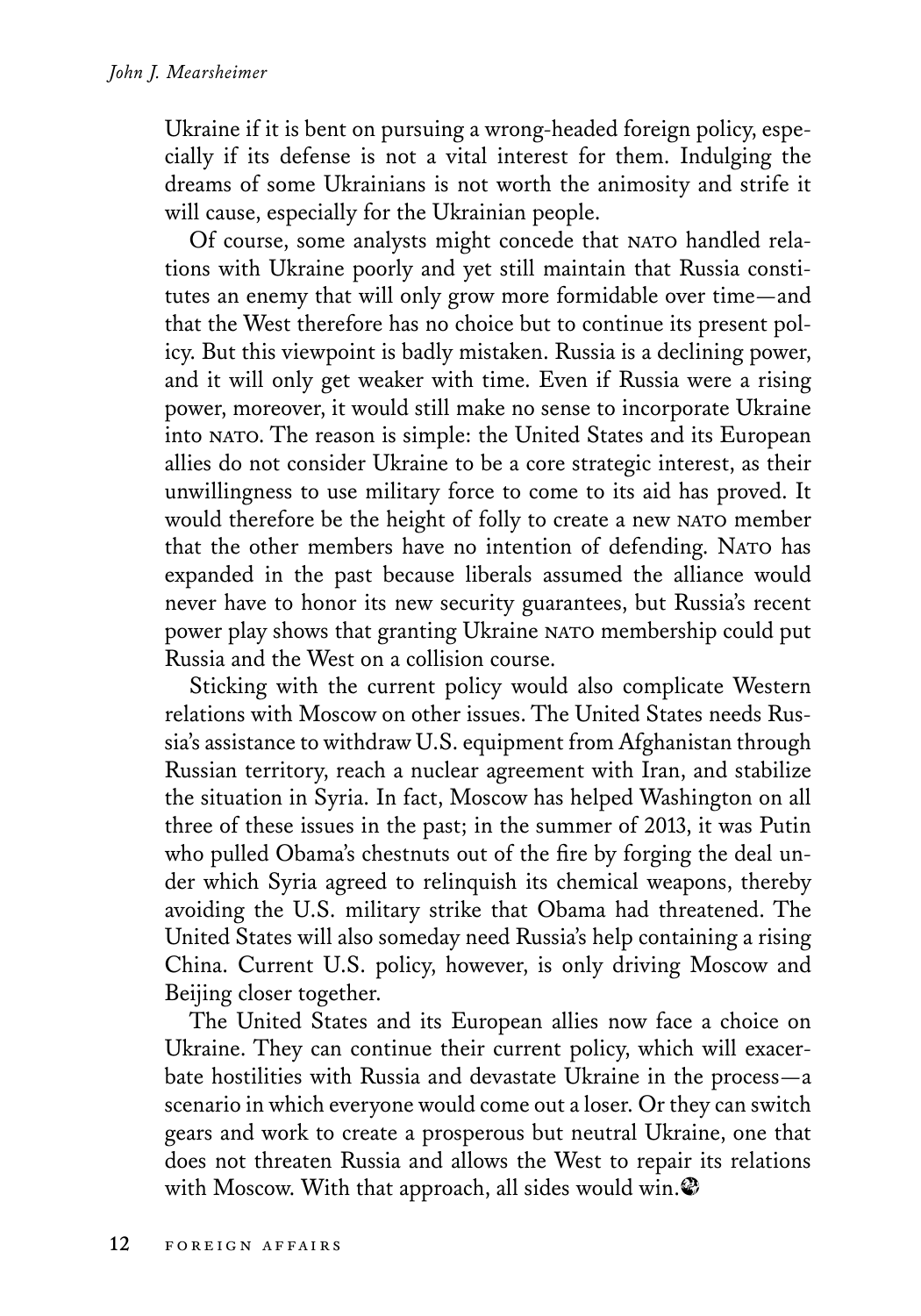Ukraine if it is bent on pursuing a wrong-headed foreign policy, especially if its defense is not a vital interest for them. Indulging the dreams of some Ukrainians is not worth the animosity and strife it will cause, especially for the Ukrainian people.

Of course, some analysts might concede that NATO handled relations with Ukraine poorly and yet still maintain that Russia constitutes an enemy that will only grow more formidable over time—and that the West therefore has no choice but to continue its present policy. But this viewpoint is badly mistaken. Russia is a declining power, and it will only get weaker with time. Even if Russia were a rising power, moreover, it would still make no sense to incorporate Ukraine into NATO. The reason is simple: the United States and its European allies do not consider Ukraine to be a core strategic interest, as their unwillingness to use military force to come to its aid has proved. It would therefore be the height of folly to create a new NATO member that the other members have no intention of defending. NATO has expanded in the past because liberals assumed the alliance would never have to honor its new security guarantees, but Russia's recent power play shows that granting Ukraine NATO membership could put Russia and the West on a collision course.

Sticking with the current policy would also complicate Western relations with Moscow on other issues. The United States needs Russia's assistance to withdraw U.S. equipment from Afghanistan through Russian territory, reach a nuclear agreement with Iran, and stabilize the situation in Syria. In fact, Moscow has helped Washington on all three of these issues in the past; in the summer of 2013, it was Putin who pulled Obama's chestnuts out of the fire by forging the deal under which Syria agreed to relinquish its chemical weapons, thereby avoiding the U.S. military strike that Obama had threatened. The United States will also someday need Russia's help containing a rising China. Current U.S. policy, however, is only driving Moscow and Beijing closer together.

The United States and its European allies now face a choice on Ukraine. They can continue their current policy, which will exacerbate hostilities with Russia and devastate Ukraine in the process—a scenario in which everyone would come out a loser. Or they can switch gears and work to create a prosperous but neutral Ukraine, one that does not threaten Russia and allows the West to repair its relations with Moscow. With that approach, all sides would win.